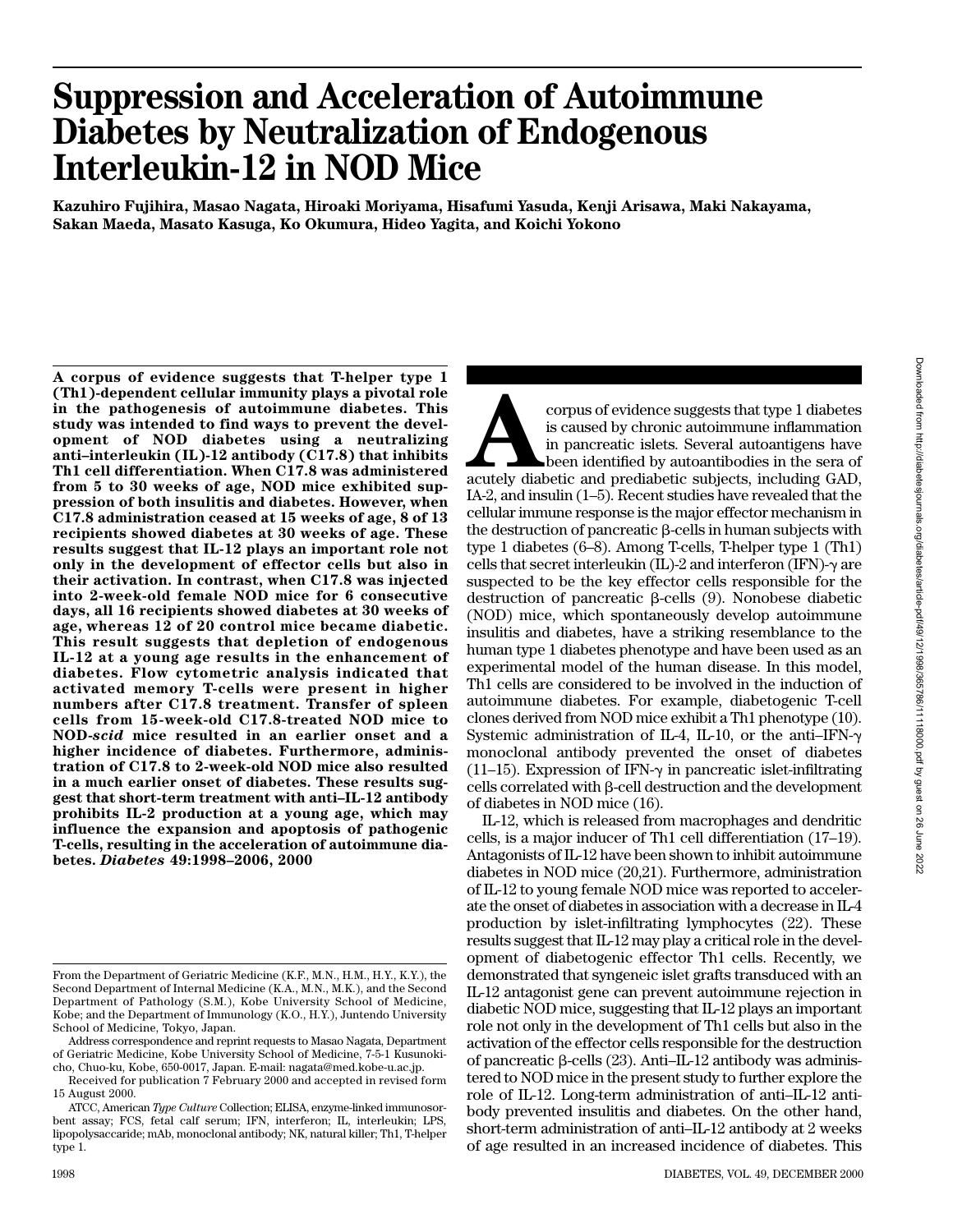# Suppression and Acceleration of Autoimmune Diabetes by Neutralization of Endogenous Interleukin-12 in NOD Mice

**Kazuhiro Fujihira, Masao Nagata, Hiroaki Moriyama, Hisafumi Yasuda, Kenji Arisawa, Maki Nakayama, Sakan Maeda, Masato Kasuga, Ko Okumura, Hideo Yagita, and Koichi Yokono**

**A corpus of evidence suggests that T-helper type 1 (Th1)-dependent cellular immunity plays a pivotal role in the pathogenesis of autoimmune diabetes. This study was intended to find ways to prevent the development of NOD diabetes using a neutralizing anti–interleukin (IL)-12 antibody (C17.8) that inhibits Th1 cell differentiation. When C17.8 was administered from 5 to 30 weeks of age, NOD mice exhibited suppression of both insulitis and diabetes. However, when C17.8 administration ceased at 15 weeks of age, 8 of 13 recipients showed diabetes at 30 weeks of age. These results suggest that IL-12 plays an important role not only in the development of effector cells but also in their activation. In contrast, when C17.8 was injected into 2-week-old female NOD mice for 6 consecutive days, all 16 recipients showed diabetes at 30 weeks of age, whereas 12 of 20 control mice became diabetic. This result suggests that depletion of endogenous IL-12 at a young age results in the enhancement of diabetes. Flow cytometric analysis indicated that activated memory T-cells were present in higher numbers after C17.8 treatment. Transfer of spleen cells from 15-week-old C17.8-treated NOD mice to NOD-*scid* mice resulted in an earlier onset and a higher incidence of diabetes. Furthermore, administration of C17.8 to 2-week-old NOD mice also resulted in a much earlier onset of diabetes. These results suggest that short-term treatment with anti–IL-12 antibody prohibits IL-2 production at a young age, which may influence the expansion and apoptosis of pathogenic T-cells, resulting in the acceleration of autoimmune diabetes.** ***Diabetes* 49:1998–2006, 2000**

A corpus of evidence suggests that type 1 diabetes is caused by chronic autoimmune inflammation in pancreatic islets. Several autoantigens have been identified by autoantibodies in the sera of acutely diabetic and prediabetic subjects, including GAD, IA-2, and insulin (1–5). Recent studies have revealed that the cellular immune response is the major effector mechanism in the destruction of pancreatic β-cells in human subjects with type 1 diabetes (6–8). Among T-cells, T-helper type 1 (Th1) cells that secret interleukin (IL)-2 and interferon (IFN)-γ are suspected to be the key effector cells responsible for the destruction of pancreatic β-cells (9). Nonobese diabetic (NOD) mice, which spontaneously develop autoimmune insulitis and diabetes, have a striking resemblance to the human type 1 diabetes phenotype and have been used as an experimental model of the human disease. In this model, Th1 cells are considered to be involved in the induction of autoimmune diabetes. For example, diabetogenic T-cell clones derived from NOD mice exhibit a Th1 phenotype (10). Systemic administration of IL-4, IL-10, or the anti–IFN-γ monoclonal antibody prevented the onset of diabetes (11–15). Expression of IFN-γ in pancreatic islet-infiltrating cells correlated with β-cell destruction and the development of diabetes in NOD mice (16).

IL-12, which is released from macrophages and dendritic cells, is a major inducer of Th1 cell differentiation (17–19). Antagonists of IL-12 have been shown to inhibit autoimmune diabetes in NOD mice (20,21). Furthermore, administration of IL-12 to young female NOD mice was reported to accelerate the onset of diabetes in association with a decrease in IL-4 production by islet-infiltrating lymphocytes (22). These results suggest that IL-12 may play a critical role in the development of diabetogenic effector Th1 cells. Recently, we demonstrated that syngeneic islet grafts transduced with an IL-12 antagonist gene can prevent autoimmune rejection in diabetic NOD mice, suggesting that IL-12 plays an important role not only in the development of Th1 cells but also in the activation of the effector cells responsible for the destruction of pancreatic β-cells (23). Anti–IL-12 antibody was administered to NOD mice in the present study to further explore the role of IL-12. Long-term administration of anti–IL-12 antibody prevented insulitis and diabetes. On the other hand, short-term administration of anti–IL-12 antibody at 2 weeks of age resulted in an increased incidence of diabetes. This

From the Department of Geriatric Medicine (K.F., M.N., H.M., H.Y., K.Y.), the Second Department of Internal Medicine (K.A., M.N., M.K.), and the Second Department of Pathology (S.M.), Kobe University School of Medicine, Kobe; and the Department of Immunology (K.O., H.Y.), Juntendo University School of Medicine, Tokyo, Japan.

Address correspondence and reprint requests to Masao Nagata, Department of Geriatric Medicine, Kobe University School of Medicine, 7-5-1 Kusunoki-cho, Chuo-ku, Kobe, 650-0017, Japan. E-mail: nagata@med.kobe-u.ac.jp.

Received for publication 7 February 2000 and accepted in revised form 15 August 2000.

ATCC, American *Type Culture* Collection; ELISA, enzyme-linked immunosorbent assay; FCS, fetal calf serum; IFN, interferon; IL, interleukin; LPS, lipopolysaccaride; mAb, monoclonal antibody; NK, natural killer; Th1, T-helper type 1.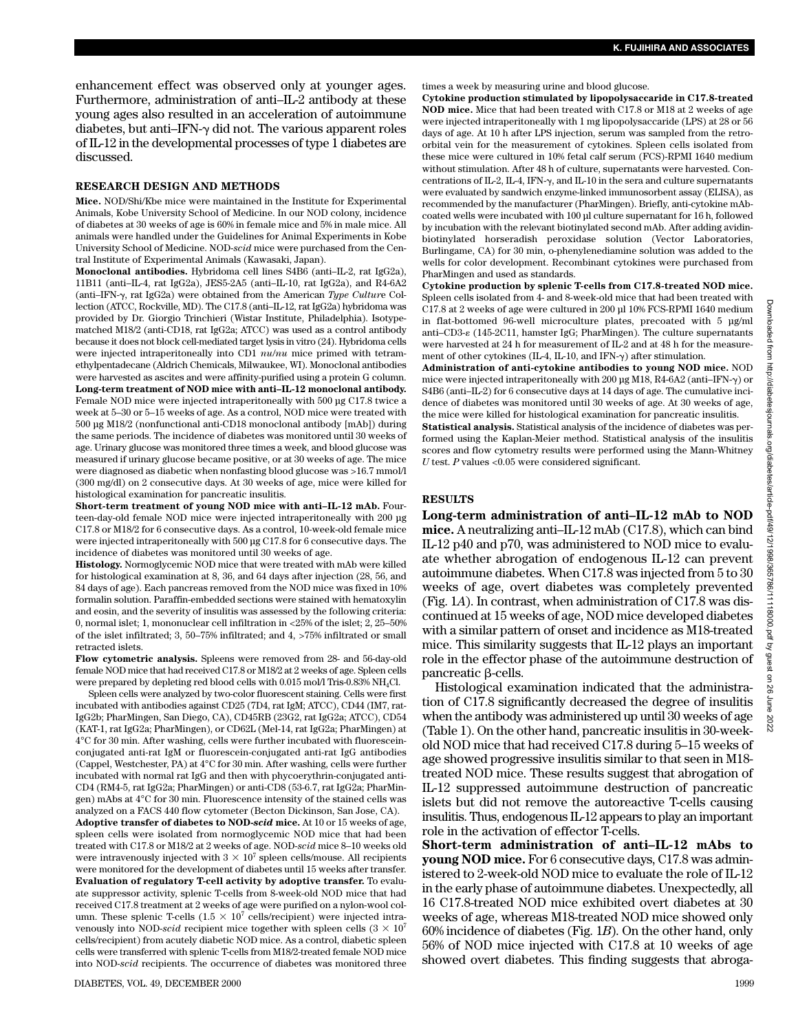enhancement effect was observed only at younger ages. Furthermore, administration of anti–IL-2 antibody at these young ages also resulted in an acceleration of autoimmune diabetes, but anti–IFN-γ did not. The various apparent roles of IL-12 in the developmental processes of type 1 diabetes are discussed.

## RESEARCH DESIGN AND METHODS

**Mice.** NOD/Shi/Kbe mice were maintained in the Institute for Experimental Animals, Kobe University School of Medicine. In our NOD colony, incidence of diabetes at 30 weeks of age is 60% in female mice and 5% in male mice. All animals were handled under the Guidelines for Animal Experiments in Kobe University School of Medicine. NOD-*scid* mice were purchased from the Central Institute of Experimental Animals (Kawasaki, Japan).

**Monoclonal antibodies.** Hybridoma cell lines S4B6 (anti–IL-2, rat IgG2a), 11B11 (anti–IL-4, rat IgG2a), JES5-2A5 (anti–IL-10, rat IgG2a), and R4-6A2 (anti–IFN-γ, rat IgG2a) were obtained from the American *Type Culture* Collection (ATCC, Rockville, MD). The C17.8 (anti–IL-12, rat IgG2a) hybridoma was provided by Dr. Giorgio Trinchieri (Wistar Institute, Philadelphia). Isotype-matched M18/2 (anti-CD18, rat IgG2a; ATCC) was used as a control antibody because it does not block cell-mediated target lysis in vitro (24). Hybridoma cells were injected intraperitoneally into CD1 *nu/nu* mice primed with tetramethylpentadecane (Aldrich Chemicals, Milwaukee, WI). Monoclonal antibodies were harvested as ascites and were affinity-purified using a protein G column.

**Long-term treatment of NOD mice with anti–IL-12 monoclonal antibody.** Female NOD mice were injected intraperitoneally with 500 μg C17.8 twice a week at 5–30 or 5–15 weeks of age. As a control, NOD mice were treated with 500 μg M18/2 (nonfunctional anti-CD18 monoclonal antibody [mAb]) during the same periods. The incidence of diabetes was monitored until 30 weeks of age. Urinary glucose was monitored three times a week, and blood glucose was measured if urinary glucose became positive, or at 30 weeks of age. The mice were diagnosed as diabetic when nonfasting blood glucose was >16.7 mmol/l (300 mg/dl) on 2 consecutive days. At 30 weeks of age, mice were killed for histological examination for pancreatic insulitis.

**Short-term treatment of young NOD mice with anti–IL-12 mAb.** Fourteen-day-old female NOD mice were injected intraperitoneally with 200 μg C17.8 or M18/2 for 6 consecutive days. As a control, 10-week-old female mice were injected intraperitoneally with 500 μg C17.8 for 6 consecutive days. The incidence of diabetes was monitored until 30 weeks of age.

**Histology.** Normoglycemic NOD mice that were treated with mAb were killed for histological examination at 8, 36, and 64 days after injection (28, 56, and 84 days of age). Each pancreas removed from the NOD mice was fixed in 10% formalin solution. Paraffin-embedded sections were stained with hematoxylin and eosin, and the severity of insulitis was assessed by the following criteria: 0, normal islet; 1, mononuclear cell infiltration in <25% of the islet; 2, 25–50% of the islet infiltrated; 3, 50–75% infiltrated; and 4, >75% infiltrated or small retracted islets.

**Flow cytometric analysis.** Spleens were removed from 28- and 56-day-old female NOD mice that had received C17.8 or M18/2 at 2 weeks of age. Spleen cells were prepared by depleting red blood cells with 0.015 mol/l Tris-0.83% $NH_4Cl$.

Spleen cells were analyzed by two-color fluorescent staining. Cells were first incubated with antibodies against CD25 (7D4, rat IgM; ATCC), CD44 (IM7, rat-IgG2b; PharMingen, San Diego, CA), CD45RB (23G2, rat IgG2a; ATCC), CD54 (KAT-1, rat IgG2a; PharMingen), or CD62L (Mel-14, rat IgG2a; PharMingen) at 4°C for 30 min. After washing, cells were further incubated with fluorescein-conjugated anti-rat IgM or fluorescein-conjugated anti-rat IgG antibodies (Cappel, Westchester, PA) at 4°C for 30 min. After washing, cells were further incubated with normal rat IgG and then with phycoerythrin-conjugated anti-CD4 (RM4-5, rat IgG2a; PharMingen) or anti-CD8 (53-6.7, rat IgG2a; PharMingen) mAbs at 4°C for 30 min. Fluorescence intensity of the stained cells was analyzed on a FACS 440 flow cytometer (Becton Dickinson, San Jose, CA).

**Adoptive transfer of diabetes to NOD-*scid* mice.** At 10 or 15 weeks of age, spleen cells were isolated from normoglycemic NOD mice that had been treated with C17.8 or M18/2 at 2 weeks of age. NOD-*scid* mice 8–10 weeks old were intravenously injected with $3 \times 10^7$ spleen cells/mouse. All recipients were monitored for the development of diabetes until 15 weeks after transfer.

**Evaluation of regulatory T-cell activity by adoptive transfer.** To evaluate suppressor activity, splenic T-cells from 8-week-old NOD mice that had received C17.8 treatment at 2 weeks of age were purified on a nylon-wool column. These splenic T-cells ($1.5 \times 10^7$ cells/recipient) were injected intravenously into NOD-*scid* recipient mice together with spleen cells ($3 \times 10^7$ cells/recipient) from acutely diabetic NOD mice. As a control, diabetic spleen cells were transferred with splenic T-cells from M18/2-treated female NOD mice into NOD-*scid* recipients. The occurrence of diabetes was monitored three times a week by measuring urine and blood glucose.

**Cytokine production stimulated by lipopolysaccaride in C17.8-treated NOD mice.** Mice that had been treated with C17.8 or M18 at 2 weeks of age were injected intraperitoneally with 1 mg lipopolysaccaride (LPS) at 28 or 56 days of age. At 10 h after LPS injection, serum was sampled from the retro-orbital vein for the measurement of cytokines. Spleen cells isolated from these mice were cultured in 10% fetal calf serum (FCS)-RPMI 1640 medium without stimulation. After 48 h of culture, supernatants were harvested. Concentrations of IL-2, IL-4, IFN-γ, and IL-10 in the sera and culture supernatants were evaluated by sandwich enzyme-linked immunosorbent assay (ELISA), as recommended by the manufacturer (PharMingen). Briefly, anti-cytokine mAb-coated wells were incubated with 100 μl culture supernatant for 16 h, followed by incubation with the relevant biotinylated second mAb. After adding avidin-biotinylated horseradish peroxidase solution (Vector Laboratories, Burlingame, CA) for 30 min, o-phenylenediamine solution was added to the wells for color development. Recombinant cytokines were purchased from PharMingen and used as standards.

**Cytokine production by splenic T-cells from C17.8-treated NOD mice.** Spleen cells isolated from 4- and 8-week-old mice that had been treated with C17.8 at 2 weeks of age were cultured in 200 μl 10% FCS-RPMI 1640 medium in flat-bottomed 96-well microculture plates, precoated with 5 μg/ml anti–CD3-ε (145-2C11, hamster IgG; PharMingen). The culture supernatants were harvested at 24 h for measurement of IL-2 and at 48 h for the measurement of other cytokines (IL-4, IL-10, and IFN-γ) after stimulation.

**Administration of anti-cytokine antibodies to young NOD mice.** NOD mice were injected intraperitoneally with 200 μg M18, R4-6A2 (anti–IFN-γ) or S4B6 (anti–IL-2) for 6 consecutive days at 14 days of age. The cumulative incidence of diabetes was monitored until 30 weeks of age. At 30 weeks of age, the mice were killed for histological examination for pancreatic insulitis.

**Statistical analysis.** Statistical analysis of the incidence of diabetes was performed using the Kaplan-Meier method. Statistical analysis of the insulitis scores and flow cytometry results were performed using the Mann-Whitney *U* test. *P* values <0.05 were considered significant.

## RESULTS

**Long-term administration of anti–IL-12 mAb to NOD mice.** A neutralizing anti–IL-12 mAb (C17.8), which can bind IL-12 p40 and p70, was administered to NOD mice to evaluate whether abrogation of endogenous IL-12 can prevent autoimmune diabetes. When C17.8 was injected from 5 to 30 weeks of age, overt diabetes was completely prevented (Fig. 1*A*). In contrast, when administration of C17.8 was discontinued at 15 weeks of age, NOD mice developed diabetes with a similar pattern of onset and incidence as M18-treated mice. This similarity suggests that IL-12 plays an important role in the effector phase of the autoimmune destruction of pancreatic β-cells.

Histological examination indicated that the administration of C17.8 significantly decreased the degree of insulitis when the antibody was administered up until 30 weeks of age (Table 1). On the other hand, pancreatic insulitis in 30-week-old NOD mice that had received C17.8 during 5–15 weeks of age showed progressive insulitis similar to that seen in M18-treated NOD mice. These results suggest that abrogation of IL-12 suppressed autoimmune destruction of pancreatic islets but did not remove the autoreactive T-cells causing insulitis. Thus, endogenous IL-12 appears to play an important role in the activation of effector T-cells.

**Short-term administration of anti–IL-12 mAbs to young NOD mice.** For 6 consecutive days, C17.8 was administered to 2-week-old NOD mice to evaluate the role of IL-12 in the early phase of autoimmune diabetes. Unexpectedly, all 16 C17.8-treated NOD mice exhibited overt diabetes at 30 weeks of age, whereas M18-treated NOD mice showed only 60% incidence of diabetes (Fig. 1*B*). On the other hand, only 56% of NOD mice injected with C17.8 at 10 weeks of age showed overt diabetes. This finding suggests that abroga-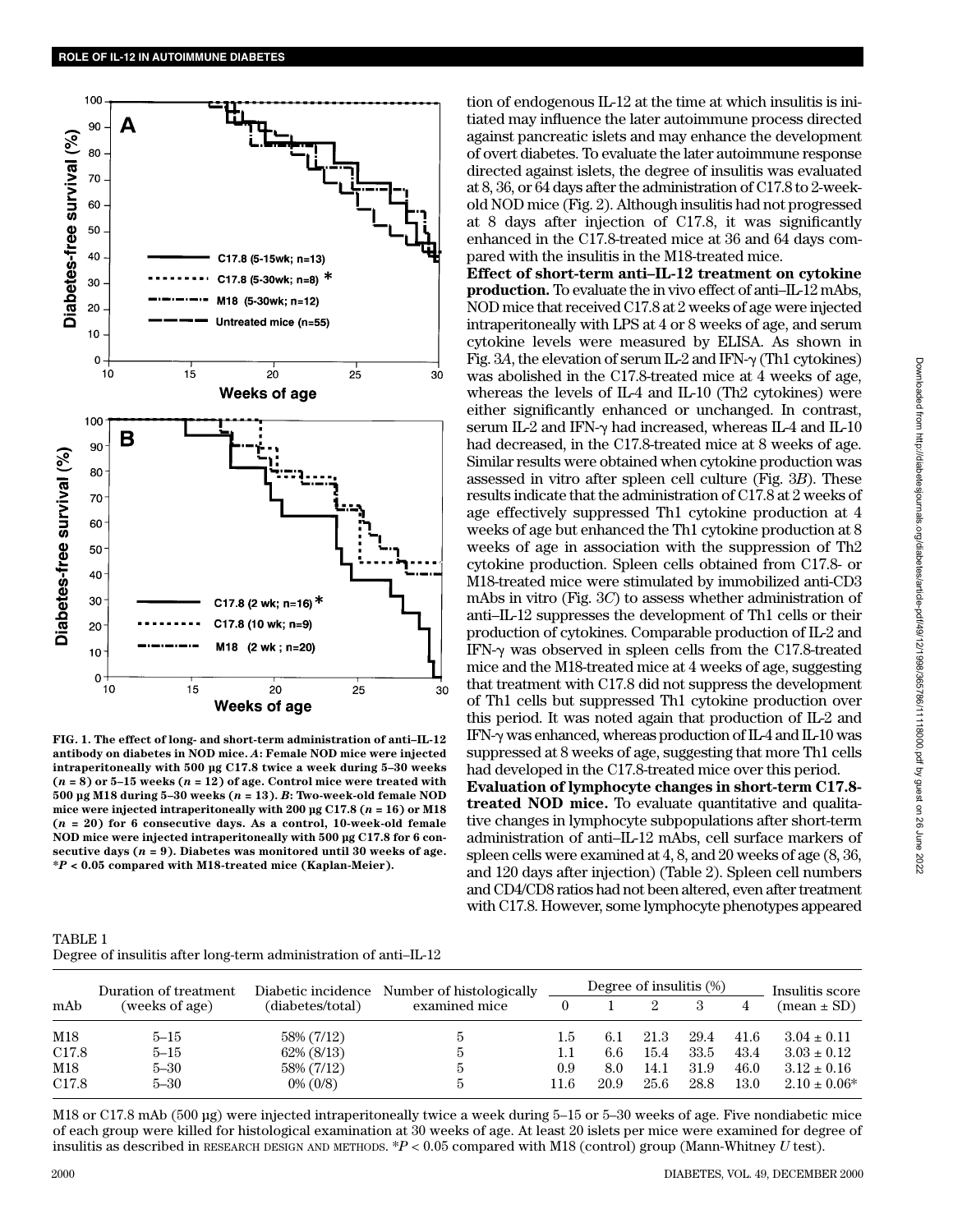FIG. 1. The effect of long- and short-term administration of anti–IL-12 antibody on diabetes in NOD mice. *A*: Female NOD mice were injected intraperitoneally with 500 μg C17.8 twice a week during 5–30 weeks ($n = 8$) or 5–15 weeks ($n = 12$) of age. Control mice were treated with 500 μg M18 during 5–30 weeks ($n = 13$). *B*: Two-week-old female NOD mice were injected intraperitoneally with 200 μg C17.8 ($n = 16$) or M18 ($n = 20$) for 6 consecutive days. As a control, 10-week-old female NOD mice were injected intraperitoneally with 500 μg C17.8 for 6 consecutive days ($n = 9$). Diabetes was monitored until 30 weeks of age. *$P < 0.05$ compared with M18-treated mice (Kaplan-Meier).

tion of endogenous IL-12 at the time at which insulitis is initiated may influence the later autoimmune process directed against pancreatic islets and may enhance the development of overt diabetes. To evaluate the later autoimmune response directed against islets, the degree of insulitis was evaluated at 8, 36, or 64 days after the administration of C17.8 to 2-week-old NOD mice (Fig. 2). Although insulitis had not progressed at 8 days after injection of C17.8, it was significantly enhanced in the C17.8-treated mice at 36 and 64 days compared with the insulitis in the M18-treated mice.

**Effect of short-term anti–IL-12 treatment on cytokine production.** To evaluate the in vivo effect of anti–IL-12 mAbs, NOD mice that received C17.8 at 2 weeks of age were injected intraperitoneally with LPS at 4 or 8 weeks of age, and serum cytokine levels were measured by ELISA. As shown in Fig. 3*A*, the elevation of serum IL-2 and IFN-γ (Th1 cytokines) was abolished in the C17.8-treated mice at 4 weeks of age, whereas the levels of IL-4 and IL-10 (Th2 cytokines) were either significantly enhanced or unchanged. In contrast, serum IL-2 and IFN-γ had increased, whereas IL-4 and IL-10 had decreased, in the C17.8-treated mice at 8 weeks of age. Similar results were obtained when cytokine production was assessed in vitro after spleen cell culture (Fig. 3*B*). These results indicate that the administration of C17.8 at 2 weeks of age effectively suppressed Th1 cytokine production at 4 weeks of age but enhanced the Th1 cytokine production at 8 weeks of age in association with the suppression of Th2 cytokine production. Spleen cells obtained from C17.8- or M18-treated mice were stimulated by immobilized anti-CD3 mAbs in vitro (Fig. 3*C*) to assess whether administration of anti–IL-12 suppresses the development of Th1 cells or their production of cytokines. Comparable production of IL-2 and IFN-γ was observed in spleen cells from the C17.8-treated mice and the M18-treated mice at 4 weeks of age, suggesting that treatment with C17.8 did not suppress the development of Th1 cells but suppressed Th1 cytokine production over this period. It was noted again that production of IL-2 and IFN-γ was enhanced, whereas production of IL-4 and IL-10 was suppressed at 8 weeks of age, suggesting that more Th1 cells had developed in the C17.8-treated mice over this period.

**Evaluation of lymphocyte changes in short-term C17.8-treated NOD mice.** To evaluate quantitative and qualitative changes in lymphocyte subpopulations after short-term administration of anti–IL-12 mAbs, cell surface markers of spleen cells were examined at 4, 8, and 20 weeks of age (8, 36, and 120 days after injection) (Table 2). Spleen cell numbers and CD4/CD8 ratios had not been altered, even after treatment with C17.8. However, some lymphocyte phenotypes appeared

TABLE 1
Degree of insulitis after long-term administration of anti–IL-12

| mAb | Duration of treatment (weeks of age) | Diabetic incidence (diabetes/total) | Number of histologically examined mice | Degree of insulitis (%) | | | | | Insulitis score (mean ± SD) |
|---|---|---|---|---|---|---|---|---|---|
| | | | | 0 | 1 | 2 | 3 | 4 | |
| M18 | 5–15 | 58% (7/12) | 5 | 1.5 | 6.1 | 21.3 | 29.4 | 41.6 | 3.04 ± 0.11 |
| C17.8 | 5–15 | 62% (8/13) | 5 | 1.1 | 6.6 | 15.4 | 33.5 | 43.4 | 3.03 ± 0.12 |
| M18 | 5–30 | 58% (7/12) | 5 | 0.9 | 8.0 | 14.1 | 31.9 | 46.0 | 3.12 ± 0.16 |
| C17.8 | 5–30 | 0% (0/8) | 5 | 11.6 | 20.9 | 25.6 | 28.8 | 13.0 | 2.10 ± 0.06* |

M18 or C17.8 mAb (500 μg) were injected intraperitoneally twice a week during 5–15 or 5–30 weeks of age. Five nondiabetic mice of each group were killed for histological examination at 30 weeks of age. At least 20 islets per mice were examined for degree of insulitis as described in RESEARCH DESIGN AND METHODS. *$P < 0.05$ compared with M18 (control) group (Mann-Whitney *U* test).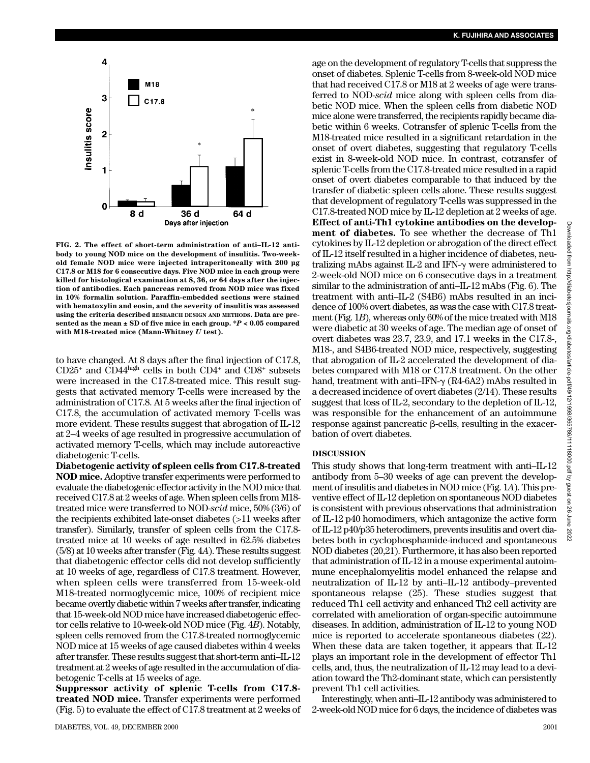FIG. 2. The effect of short-term administration of anti–IL-12 antibody to young NOD mice on the development of insulitis. Two-week-old female NOD mice were injected intraperitoneally with 200 µg C17.8 or M18 for 6 consecutive days. Five NOD mice in each group were killed for histological examination at 8, 36, or 64 days after the injection of antibodies. Each pancreas removed from NOD mice was fixed in 10% formalin solution. Paraffin-embedded sections were stained with hematoxylin and eosin, and the severity of insulitis was assessed using the criteria described RESEARCH DESIGN AND METHODS. Data are presented as the mean ± SD of five mice in each group. *$P < 0.05$ compared with M18-treated mice (Mann-Whitney $U$ test).

to have changed. At 8 days after the final injection of C17.8, $CD25^+$ and $CD44^{high}$ cells in both $CD4^+$ and $CD8^+$ subsets were increased in the C17.8-treated mice. This result suggests that activated memory T-cells were increased by the administration of C17.8. At 5 weeks after the final injection of C17.8, the accumulation of activated memory T-cells was more evident. These results suggest that abrogation of IL-12 at 2–4 weeks of age resulted in progressive accumulation of activated memory T-cells, which may include autoreactive diabetogenic T-cells.

**Diabetogenic activity of spleen cells from C17.8-treated NOD mice.** Adoptive transfer experiments were performed to evaluate the diabetogenic effector activity in the NOD mice that received C17.8 at 2 weeks of age. When spleen cells from M18-treated mice were transferred to NOD-*scid* mice, 50% (3/6) of the recipients exhibited late-onset diabetes (>11 weeks after transfer). Similarly, transfer of spleen cells from the C17.8-treated mice at 10 weeks of age resulted in 62.5% diabetes (5/8) at 10 weeks after transfer (Fig. 4*A*). These results suggest that diabetogenic effector cells did not develop sufficiently at 10 weeks of age, regardless of C17.8 treatment. However, when spleen cells were transferred from 15-week-old M18-treated normoglycemic mice, 100% of recipient mice became overtly diabetic within 7 weeks after transfer, indicating that 15-week-old NOD mice have increased diabetogenic effector cells relative to 10-week-old NOD mice (Fig. 4*B*). Notably, spleen cells removed from the C17.8-treated normoglycemic NOD mice at 15 weeks of age caused diabetes within 4 weeks after transfer. These results suggest that short-term anti–IL-12 treatment at 2 weeks of age resulted in the accumulation of diabetogenic T-cells at 15 weeks of age.

**Suppressor activity of splenic T-cells from C17.8-treated NOD mice.** Transfer experiments were performed (Fig. 5) to evaluate the effect of C17.8 treatment at 2 weeks of age on the development of regulatory T-cells that suppress the onset of diabetes. Splenic T-cells from 8-week-old NOD mice that had received C17.8 or M18 at 2 weeks of age were transferred to NOD-*scid* mice along with spleen cells from diabetic NOD mice. When the spleen cells from diabetic NOD mice alone were transferred, the recipients rapidly became diabetic within 6 weeks. Cotransfer of splenic T-cells from the M18-treated mice resulted in a significant retardation in the onset of overt diabetes, suggesting that regulatory T-cells exist in 8-week-old NOD mice. In contrast, cotransfer of splenic T-cells from the C17.8-treated mice resulted in a rapid onset of overt diabetes comparable to that induced by the transfer of diabetic spleen cells alone. These results suggest that development of regulatory T-cells was suppressed in the C17.8-treated NOD mice by IL-12 depletion at 2 weeks of age.

**Effect of anti-Th1 cytokine antibodies on the development of diabetes.** To see whether the decrease of Th1 cytokines by IL-12 depletion or abrogation of the direct effect of IL-12 itself resulted in a higher incidence of diabetes, neutralizing mAbs against IL-2 and IFN-γ were administered to 2-week-old NOD mice on 6 consecutive days in a treatment similar to the administration of anti–IL-12 mAbs (Fig. 6). The treatment with anti–IL-2 (S4B6) mAbs resulted in an incidence of 100% overt diabetes, as was the case with C17.8 treatment (Fig. 1*B*), whereas only 60% of the mice treated with M18 were diabetic at 30 weeks of age. The median age of onset of overt diabetes was 23.7, 23.9, and 17.1 weeks in the C17.8-, M18-, and S4B6-treated NOD mice, respectively, suggesting that abrogation of IL-2 accelerated the development of diabetes compared with M18 or C17.8 treatment. On the other hand, treatment with anti–IFN-γ (R4-6A2) mAbs resulted in a decreased incidence of overt diabetes (2/14). These results suggest that loss of IL-2, secondary to the depletion of IL-12, was responsible for the enhancement of an autoimmune response against pancreatic β-cells, resulting in the exacerbation of overt diabetes.

## DISCUSSION

This study shows that long-term treatment with anti–IL-12 antibody from 5–30 weeks of age can prevent the development of insulitis and diabetes in NOD mice (Fig. 1*A*). This preventive effect of IL-12 depletion on spontaneous NOD diabetes is consistent with previous observations that administration of IL-12 p40 homodimers, which antagonize the active form of IL-12 p40/p35 heterodimers, prevents insulitis and overt diabetes both in cyclophosphamide-induced and spontaneous NOD diabetes (20,21). Furthermore, it has also been reported that administration of IL-12 in a mouse experimental autoimmune encephalomyelitis model enhanced the relapse and neutralization of IL-12 by anti–IL-12 antibody–prevented spontaneous relapse (25). These studies suggest that reduced Th1 cell activity and enhanced Th2 cell activity are correlated with amelioration of organ-specific autoimmune diseases. In addition, administration of IL-12 to young NOD mice is reported to accelerate spontaneous diabetes (22). When these data are taken together, it appears that IL-12 plays an important role in the development of effector Th1 cells, and, thus, the neutralization of IL-12 may lead to a deviation toward the Th2-dominant state, which can persistently prevent Th1 cell activities.

Interestingly, when anti–IL-12 antibody was administered to 2-week-old NOD mice for 6 days, the incidence of diabetes was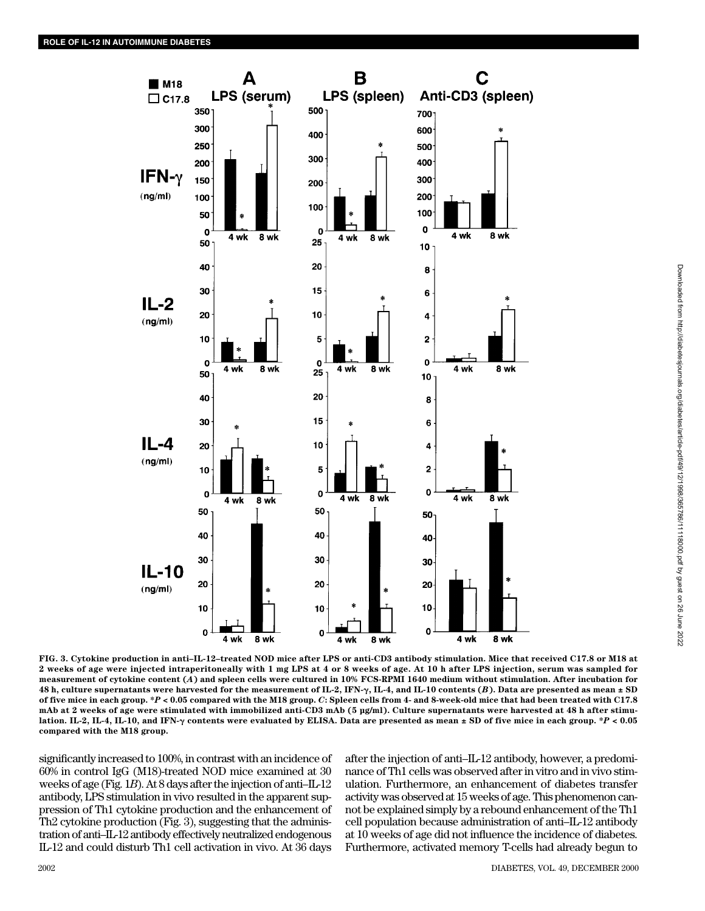FIG. 3. Cytokine production in anti–IL-12–treated NOD mice after LPS or anti-CD3 antibody stimulation. Mice that received C17.8 or M18 at 2 weeks of age were injected intraperitoneally with 1 mg LPS at 4 or 8 weeks of age. At 10 h after LPS injection, serum was sampled for measurement of cytokine content (*A*) and spleen cells were cultured in 10% FCS-RPMI 1640 medium without stimulation. After incubation for 48 h, culture supernatants were harvested for the measurement of IL-2, IFN-γ, IL-4, and IL-10 contents (*B*). Data are presented as mean ± SD of five mice in each group. *$P < 0.05$ compared with the M18 group. *C*: Spleen cells from 4- and 8-week-old mice that had been treated with C17.8 mAb at 2 weeks of age were stimulated with immobilized anti-CD3 mAb (5 μg/ml). Culture supernatants were harvested at 48 h after stimulation. IL-2, IL-4, IL-10, and IFN-γ contents were evaluated by ELISA. Data are presented as mean ± SD of five mice in each group. *$P < 0.05$ compared with the M18 group.

significantly increased to 100%, in contrast with an incidence of 60% in control IgG (M18)-treated NOD mice examined at 30 weeks of age (Fig. 1*B*). At 8 days after the injection of anti–IL-12 antibody, LPS stimulation in vivo resulted in the apparent suppression of Th1 cytokine production and the enhancement of Th2 cytokine production (Fig. 3), suggesting that the administration of anti–IL-12 antibody effectively neutralized endogenous IL-12 and could disturb Th1 cell activation in vivo. At 36 days after the injection of anti–IL-12 antibody, however, a predominance of Th1 cells was observed after in vitro and in vivo stimulation. Furthermore, an enhancement of diabetes transfer activity was observed at 15 weeks of age. This phenomenon cannot be explained simply by a rebound enhancement of the Th1 cell population because administration of anti–IL-12 antibody at 10 weeks of age did not influence the incidence of diabetes. Furthermore, activated memory T-cells had already begun to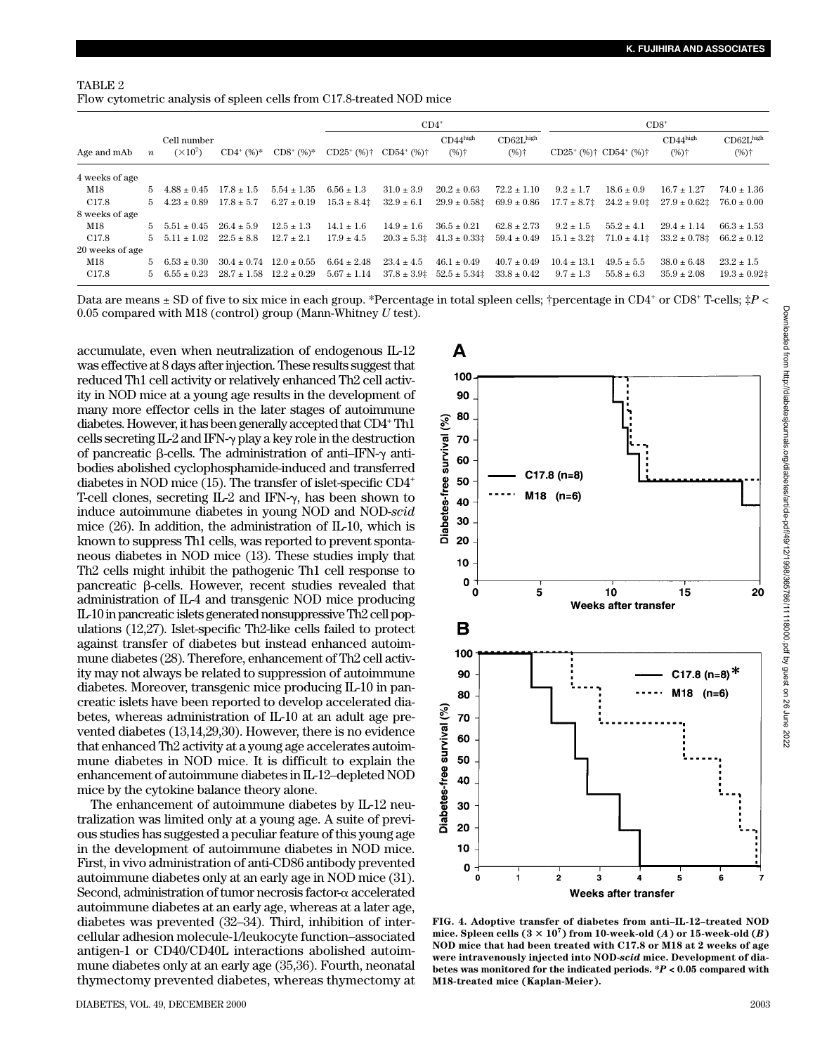TABLE 2

Flow cytometric analysis of spleen cells from C17.8-treated NOD mice

| Age and mAb | $n$ | Cell number ($\times 10^7$) | CD4+ (%)* | CD8+ (%)* | CD4+ | | | | CD8+ | | | |
|---|---|---|---|---|---|---|---|---|---|---|---|---|
| | | | | | CD25+ (%)† | CD54+ (%)† | CD44high (%)† | CD62Lhigh (%)† | CD25+ (%)† | CD54+ (%)† | CD44high (%)† | CD62Lhigh (%)† |
| 4 weeks of age | | | | | | | | | | | | |
| M18 | 5 | 4.88 ± 0.45 | 17.8 ± 1.5 | 5.54 ± 1.35 | 6.56 ± 1.3 | 31.0 ± 3.9 | 20.2 ± 0.63 | 72.2 ± 1.10 | 9.2 ± 1.7 | 18.6 ± 0.9 | 16.7 ± 1.27 | 74.0 ± 1.36 |
| C17.8 | 5 | 4.23 ± 0.89 | 17.8 ± 5.7 | 6.27 ± 0.19 | 15.3 ± 8.4‡ | 32.9 ± 6.1 | 29.9 ± 0.58‡ | 69.9 ± 0.86 | 17.7 ± 8.7‡ | 24.2 ± 9.0‡ | 27.9 ± 0.62‡ | 76.0 ± 0.00 |
| 8 weeks of age | | | | | | | | | | | | |
| M18 | 5 | 5.51 ± 0.45 | 26.4 ± 5.9 | 12.5 ± 1.3 | 14.1 ± 1.6 | 14.9 ± 1.6 | 36.5 ± 0.21 | 62.8 ± 2.73 | 9.2 ± 1.5 | 55.2 ± 4.1 | 29.4 ± 1.14 | 66.3 ± 1.53 |
| C17.8 | 5 | 5.11 ± 1.02 | 22.5 ± 8.8 | 12.7 ± 2.1 | 17.9 ± 4.5 | 20.3 ± 5.3‡ | 41.3 ± 0.33‡ | 59.4 ± 0.49 | 15.1 ± 3.2‡ | 71.0 ± 4.1‡ | 33.2 ± 0.78‡ | 66.2 ± 0.12 |
| 20 weeks of age | | | | | | | | | | | | |
| M18 | 5 | 6.53 ± 0.30 | 30.4 ± 0.74 | 12.0 ± 0.55 | 6.64 ± 2.48 | 23.4 ± 4.5 | 46.1 ± 0.49 | 40.7 ± 0.49 | 10.4 ± 13.1 | 49.5 ± 5.5 | 38.0 ± 6.48 | 23.2 ± 1.5 |
| C17.8 | 5 | 6.55 ± 0.23 | 28.7 ± 1.58 | 12.2 ± 0.29 | 5.67 ± 1.14 | 37.8 ± 3.9‡ | 52.5 ± 5.34‡ | 33.8 ± 0.42 | 9.7 ± 1.3 | 55.8 ± 6.3 | 35.9 ± 2.08 | 19.3 ± 0.92‡ |

Data are means ± SD of five to six mice in each group. *Percentage in total spleen cells; †percentage in CD4+ or CD8+ T-cells; ‡$P < 0.05$ compared with M18 (control) group (Mann-Whitney $U$ test).

accumulate, even when neutralization of endogenous IL-12 was effective at 8 days after injection. These results suggest that reduced Th1 cell activity or relatively enhanced Th2 cell activity in NOD mice at a young age results in the development of many more effector cells in the later stages of autoimmune diabetes. However, it has been generally accepted that CD4+ Th1 cells secreting IL-2 and IFN-γ play a key role in the destruction of pancreatic β-cells. The administration of anti–IFN-γ antibodies abolished cyclophosphamide-induced and transferred diabetes in NOD mice (15). The transfer of islet-specific CD4+ T-cell clones, secreting IL-2 and IFN-γ, has been shown to induce autoimmune diabetes in young NOD and NOD-*scid* mice (26). In addition, the administration of IL-10, which is known to suppress Th1 cells, was reported to prevent spontaneous diabetes in NOD mice (13). These studies imply that Th2 cells might inhibit the pathogenic Th1 cell response to pancreatic β-cells. However, recent studies revealed that administration of IL-4 and transgenic NOD mice producing IL-10 in pancreatic islets generated nonsuppressive Th2 cell populations (12,27). Islet-specific Th2-like cells failed to protect against transfer of diabetes but instead enhanced autoimmune diabetes (28). Therefore, enhancement of Th2 cell activity may not always be related to suppression of autoimmune diabetes. Moreover, transgenic mice producing IL-10 in pancreatic islets have been reported to develop accelerated diabetes, whereas administration of IL-10 at an adult age prevented diabetes (13,14,29,30). However, there is no evidence that enhanced Th2 activity at a young age accelerates autoimmune diabetes in NOD mice. It is difficult to explain the enhancement of autoimmune diabetes in IL-12–depleted NOD mice by the cytokine balance theory alone.

The enhancement of autoimmune diabetes by IL-12 neutralization was limited only at a young age. A suite of previous studies has suggested a peculiar feature of this young age in the development of autoimmune diabetes in NOD mice. First, in vivo administration of anti-CD86 antibody prevented autoimmune diabetes only at an early age in NOD mice (31). Second, administration of tumor necrosis factor-α accelerated autoimmune diabetes at an early age, whereas at a later age, diabetes was prevented (32–34). Third, inhibition of intercellular adhesion molecule-1/leukocyte function–associated antigen-1 or CD40/CD40L interactions abolished autoimmune diabetes only at an early age (35,36). Fourth, neonatal thymectomy prevented diabetes, whereas thymectomy at

**FIG. 4. Adoptive transfer of diabetes from anti–IL-12–treated NOD mice. Spleen cells ($3 \times 10^7$) from 10-week-old (*A*) or 15-week-old (*B*) NOD mice that had been treated with C17.8 or M18 at 2 weeks of age were intravenously injected into NOD-*scid* mice. Development of diabetes was monitored for the indicated periods. *$P < 0.05$ compared with M18-treated mice (Kaplan-Meier).**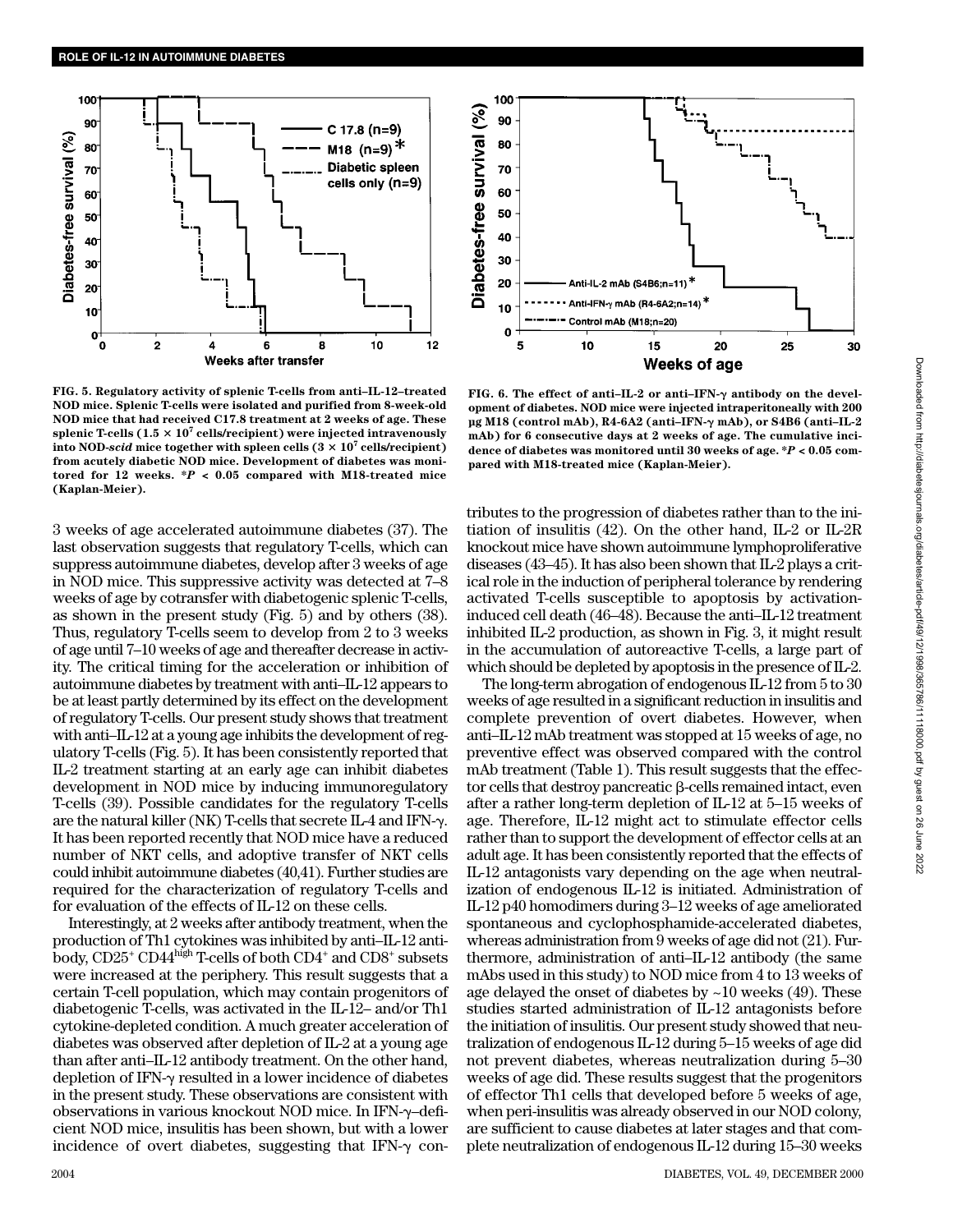FIG. 5. Regulatory activity of splenic T-cells from anti–IL-12–treated NOD mice. Splenic T-cells were isolated and purified from 8-week-old NOD mice that had received C17.8 treatment at 2 weeks of age. These splenic T-cells ($1.5 \times 10^7$ cells/recipient) were injected intravenously into NOD-*scid* mice together with spleen cells ($3 \times 10^7$ cells/recipient) from acutely diabetic NOD mice. Development of diabetes was monitored for 12 weeks. $*P < 0.05$ compared with M18-treated mice (Kaplan-Meier).

FIG. 6. The effect of anti–IL-2 or anti–IFN-γ antibody on the development of diabetes. NOD mice were injected intraperitoneally with 200 μg M18 (control mAb), R4-6A2 (anti–IFN-γ mAb), or S4B6 (anti–IL-2 mAb) for 6 consecutive days at 2 weeks of age. The cumulative incidence of diabetes was monitored until 30 weeks of age. $*P < 0.05$ compared with M18-treated mice (Kaplan-Meier).

3 weeks of age accelerated autoimmune diabetes (37). The last observation suggests that regulatory T-cells, which can suppress autoimmune diabetes, develop after 3 weeks of age in NOD mice. This suppressive activity was detected at 7–8 weeks of age by cotransfer with diabetogenic splenic T-cells, as shown in the present study (Fig. 5) and by others (38). Thus, regulatory T-cells seem to develop from 2 to 3 weeks of age until 7–10 weeks of age and thereafter decrease in activity. The critical timing for the acceleration or inhibition of autoimmune diabetes by treatment with anti–IL-12 appears to be at least partly determined by its effect on the development of regulatory T-cells. Our present study shows that treatment with anti–IL-12 at a young age inhibits the development of regulatory T-cells (Fig. 5). It has been consistently reported that IL-2 treatment starting at an early age can inhibit diabetes development in NOD mice by inducing immunoregulatory T-cells (39). Possible candidates for the regulatory T-cells are the natural killer (NK) T-cells that secrete IL-4 and IFN-γ. It has been reported recently that NOD mice have a reduced number of NKT cells, and adoptive transfer of NKT cells could inhibit autoimmune diabetes (40,41). Further studies are required for the characterization of regulatory T-cells and for evaluation of the effects of IL-12 on these cells.

Interestingly, at 2 weeks after antibody treatment, when the production of Th1 cytokines was inhibited by anti–IL-12 antibody, $CD25^+$ $CD44^{high}$ T-cells of both $CD4^+$ and $CD8^+$ subsets were increased at the periphery. This result suggests that a certain T-cell population, which may contain progenitors of diabetogenic T-cells, was activated in the IL-12– and/or Th1 cytokine-depleted condition. A much greater acceleration of diabetes was observed after depletion of IL-2 at a young age than after anti–IL-12 antibody treatment. On the other hand, depletion of IFN-γ resulted in a lower incidence of diabetes in the present study. These observations are consistent with observations in various knockout NOD mice. In IFN-γ–deficient NOD mice, insulitis has been shown, but with a lower incidence of overt diabetes, suggesting that IFN-γ contributes to the progression of diabetes rather than to the initiation of insulitis (42). On the other hand, IL-2 or IL-2R knockout mice have shown autoimmune lymphoproliferative diseases (43–45). It has also been shown that IL-2 plays a critical role in the induction of peripheral tolerance by rendering activated T-cells susceptible to apoptosis by activation-induced cell death (46–48). Because the anti–IL-12 treatment inhibited IL-2 production, as shown in Fig. 3, it might result in the accumulation of autoreactive T-cells, a large part of which should be depleted by apoptosis in the presence of IL-2.

The long-term abrogation of endogenous IL-12 from 5 to 30 weeks of age resulted in a significant reduction in insulitis and complete prevention of overt diabetes. However, when anti–IL-12 mAb treatment was stopped at 15 weeks of age, no preventive effect was observed compared with the control mAb treatment (Table 1). This result suggests that the effector cells that destroy pancreatic β-cells remained intact, even after a rather long-term depletion of IL-12 at 5–15 weeks of age. Therefore, IL-12 might act to stimulate effector cells rather than to support the development of effector cells at an adult age. It has been consistently reported that the effects of IL-12 antagonists vary depending on the age when neutralization of endogenous IL-12 is initiated. Administration of IL-12 p40 homodimers during 3–12 weeks of age ameliorated spontaneous and cyclophosphamide-accelerated diabetes, whereas administration from 9 weeks of age did not (21). Furthermore, administration of anti–IL-12 antibody (the same mAbs used in this study) to NOD mice from 4 to 13 weeks of age delayed the onset of diabetes by ~10 weeks (49). These studies started administration of IL-12 antagonists before the initiation of insulitis. Our present study showed that neutralization of endogenous IL-12 during 5–15 weeks of age did not prevent diabetes, whereas neutralization during 5–30 weeks of age did. These results suggest that the progenitors of effector Th1 cells that developed before 5 weeks of age, when peri-insulitis was already observed in our NOD colony, are sufficient to cause diabetes at later stages and that complete neutralization of endogenous IL-12 during 15–30 weeks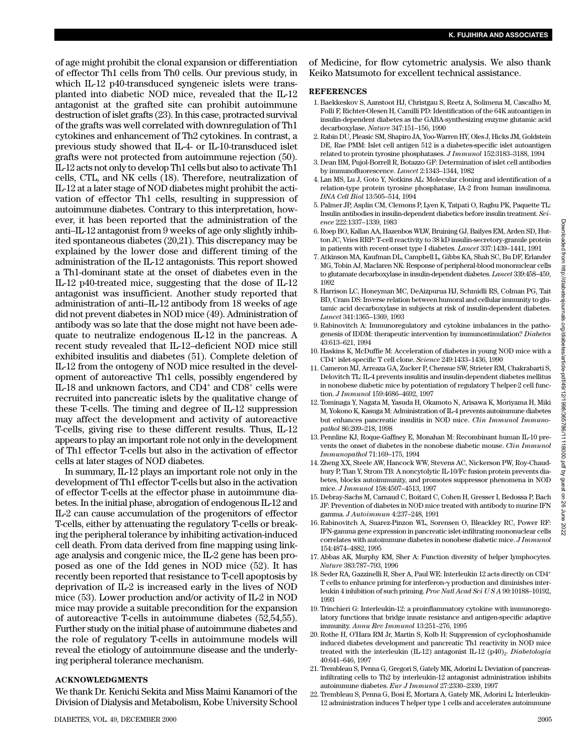of age might prohibit the clonal expansion or differentiation of effector Th1 cells from Th0 cells. Our previous study, in which IL-12 p40-transduced syngeneic islets were transplanted into diabetic NOD mice, revealed that the IL-12 antagonist at the grafted site can prohibit autoimmune destruction of islet grafts (23). In this case, protracted survival of the grafts was well correlated with downregulation of Th1 cytokines and enhancement of Th2 cytokines. In contrast, a previous study showed that IL-4- or IL-10-transduced islet grafts were not protected from autoimmune rejection (50). IL-12 acts not only to develop Th1 cells but also to activate Th1 cells, CTL, and NK cells (18). Therefore, neutralization of IL-12 at a later stage of NOD diabetes might prohibit the activation of effector Th1 cells, resulting in suppression of autoimmune diabetes. Contrary to this interpretation, however, it has been reported that the administration of the anti–IL-12 antagonist from 9 weeks of age only slightly inhibited spontaneous diabetes (20,21). This discrepancy may be explained by the lower dose and different timing of the administration of the IL-12 antagonists. This report showed a Th1-dominant state at the onset of diabetes even in the IL-12 p40-treated mice, suggesting that the dose of IL-12 antagonist was insufficient. Another study reported that administration of anti–IL-12 antibody from 18 weeks of age did not prevent diabetes in NOD mice (49). Administration of antibody was so late that the dose might not have been adequate to neutralize endogenous IL-12 in the pancreas. A recent study revealed that IL-12–deficient NOD mice still exhibited insulitis and diabetes (51). Complete deletion of IL-12 from the ontogeny of NOD mice resulted in the development of autoreactive Th1 cells, possibly engendered by IL-18 and unknown factors, and $CD4^+$ and $CD8^+$ cells were recruited into pancreatic islets by the qualitative change of these T-cells. The timing and degree of IL-12 suppression may affect the development and activity of autoreactive T-cells, giving rise to these different results. Thus, IL-12 appears to play an important role not only in the development of Th1 effector T-cells but also in the activation of effector cells at later stages of NOD diabetes.

In summary, IL-12 plays an important role not only in the development of Th1 effector T-cells but also in the activation of effector T-cells at the effector phase in autoimmune diabetes. In the initial phase, abrogation of endogenous IL-12 and IL-2 can cause accumulation of the progenitors of effector T-cells, either by attenuating the regulatory T-cells or breaking the peripheral tolerance by inhibiting activation-induced cell death. From data derived from fine mapping using linkage analysis and congenic mice, the IL-2 gene has been proposed as one of the Idd genes in NOD mice (52). It has recently been reported that resistance to T-cell apoptosis by deprivation of IL-2 is increased early in the lives of NOD mice (53). Lower production and/or activity of IL-2 in NOD mice may provide a suitable precondition for the expansion of autoreactive T-cells in autoimmune diabetes (52,54,55). Further study on the initial phase of autoimmune diabetes and the role of regulatory T-cells in autoimmune models will reveal the etiology of autoimmune disease and the underlying peripheral tolerance mechanism.

## ACKNOWLEDGMENTS

We thank Dr. Kenichi Sekita and Miss Maimi Kanamori of the Division of Dialysis and Metabolism, Kobe University School of Medicine, for flow cytometric analysis. We also thank Keiko Matsumoto for excellent technical assistance.

## REFERENCES

1. Baekkeskov S, Aanstoot HJ, Christgau S, Reetz A, Solimena M, Cascalho M, Folli F, Richter-Olesen H, Camilli PD: Identification of the 64K autoantigen in insulin-dependent diabetes as the GABA-synthesizing enzyme glutamic acid decarboxylase. *Nature* 347:151–156, 1990
2. Rabin DU, Pleasic SM, Shapiro JA, Yoo-Warren HY, Oles J, Hicks JM, Goldstein DE, Rae PMM: Islet cell antigen 512 is a diabetes-specific islet autoantigen related to protein tyrosine phosphatases. *J Immunol* 152:3183–3188, 1994
3. Dean BM, Pujol-Borrell R, Botazzo GF: Determination of islet cell antibodies by immunofluorescence. *Lancet* 2:1343–1344, 1982
4. Lan MS, Lu J, Goto Y, Notkins AL: Molecular cloning and identification of a relation-type protein tyrosine phosphatase, IA-2 from human insulinoma. *DNA Cell Biol* 13:505–514, 1994
5. Palmer JP, Asplin CM, Clemons P, Lyen K, Tatpati O, Raghu PK, Paquette TL: Insulin antibodies in insulin-dependent diabetics before insulin treatment. *Science* 222:1337–1339, 1983
6. Roep BO, Kallan AA, Hazenbos WLW, Bruining GJ, Bailyes EM, Arden SD, Hutton JC, Vries RRP: T-cell reactivity to 38 kD insulin-secretory-granule protein in patients with recent-onset type I diabetes. *Lancet* 337:1439–1441, 1991
7. Atkinson MA, Kaufman DL, Campbell L, Gibbs KA, Shah SC, Bu DF, Erlander MG, Tobin AJ, Maclaren NK: Response of peripheral-blood mononuclear cells to glutamate decarboxylase in insulin-dependent diabetes. *Lancet* 339:458–459, 1992
8. Harrison LC, Honeyman MC, DeAizpurua HJ, Schmidli RS, Colman PG, Tait BD, Cram DS: Inverse relation between humoral and cellular immunity to glutamic acid decarboxylase in subjects at risk of insulin-dependent diabetes. *Lancet* 341:1365–1369, 1993
9. Rabinovitch A: Immunoregulatory and cytokine imbalances in the pathogenesis of IDDM: therapeutic intervention by immunostimulation? *Diabetes* 43:613–621, 1994
10. Haskins K, McDuffie M: Acceleration of diabetes in young NOD mice with a $CD4^+$ islet-specific T cell clone. *Science* 249:1433–1436, 1990
11. Cameron MJ, Arreaza GA, Zucker P, Chensue SW, Strieter RM, Chakrabarti S, Delovitch TL: IL-4 prevents insulitis and insulin-dependent diabetes mellitus in nonobese diabetic mice by potentiation of regulatory T helper-2 cell function. *J Immunol* 159:4686–4692, 1997
12. Tominaga Y, Nagata M, Yasuda H, Okamoto N, Arisawa K, Moriyama H, Miki M, Yokono K, Kasuga M: Administration of IL-4 prevents autoimmune diabetes but enhances pancreatic insulitis in NOD mice. *Clin Immunol Immunopathol* 86:209–218, 1998
13. Pennline KJ, Roque-Gaffney E, Monahan M: Recombinant human IL-10 prevents the onset of diabetes in the nonobese diabetic mouse. *Clin Immunol Immunopathol* 71:169–175, 1994
14. Zheng XX, Steele AW, Hancock WW, Stevens AC, Nickerson PW, Roy-Chaudhury P, Tian Y, Strom TB: A noncytolytic IL-10/Fc fusion protein prevents diabetes, blocks autoimmunity, and promotes suppressor phenomena in NOD mice. *J Immunol* 158:4507–4513, 1997
15. Debray-Sachs M, Carnaud C, Boitard C, Cohen H, Gresser I, Bedossa P, Bach JF: Prevention of diabetes in NOD mice treated with antibody to murine IFN gamma. *J Autoimmun* 4:237–248, 1991
16. Rabinovitch A, Suarez-Pinzon WL, Sorensen O, Bleackley RC, Power RF: IFN-gamma gene expression in pancreatic islet-infiltrating mononuclear cells correlates with autoimmune diabetes in nonobese diabetic mice. *J Immunol* 154:4874–4882, 1995
17. Abbas AK, Murphy KM, Sher A: Function diversity of helper lymphocytes. *Nature* 383:787–793, 1996
18. Seder RA, Gazzinelli R, Sher A, Paul WE: Interleukin 12 acts directly on $CD4^+$ T cells to enhance priming for interferon-γ production and diminishes interleukin 4 inhibition of such priming. *Proc Natl Acad Sci U S A* 90:10188–10192, 1993
19. Trinchieri G: Interleukin-12: a proinflammatory cytokine with immunoregulatory functions that bridge innate resistance and antigen-specific adaptive immunity. *Annu Rev Immunol* 13:251–276, 1995
20. Rothe H, O'Hara RM Jr, Martin S, Kolb H: Suppression of cyclophoshamide induced diabetes development and pancreatic Th1 reactivity in NOD mice treated with the interleukin (IL-12) antagonist IL-12 $(p40)_2$. *Diabetologia* 40:641–646, 1997
21. Trembleau S, Penna G, Gregori S, Gately MK, Adorini L: Deviation of pancreas-infiltrating cells to Th2 by interleukin-12 antagonist administration inhibits autoimmune diabetes. *Eur J Immunol* 27:2330–2339, 1997
22. Trembleau S, Penna G, Bosi E, Mortara A, Gately MK, Adorini L: Interleukin-12 administration induces T helper type 1 cells and accelerates autoimmune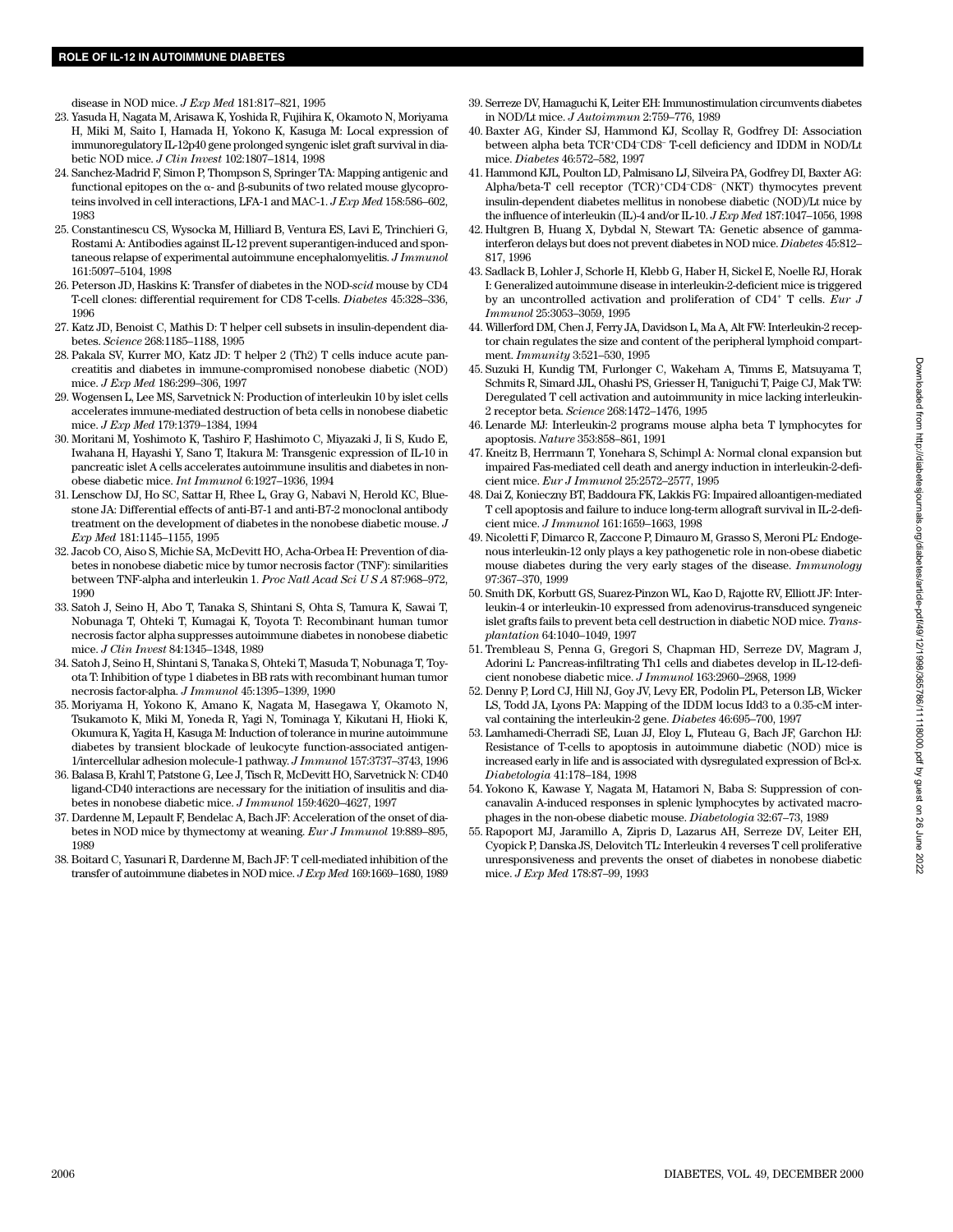disease in NOD mice. *J Exp Med* 181:817–821, 1995

23. Yasuda H, Nagata M, Arisawa K, Yoshida R, Fujihira K, Okamoto N, Moriyama H, Miki M, Saito I, Hamada H, Yokono K, Kasuga M: Local expression of immunoregulatory IL-12p40 gene prolonged syngeneic islet graft survival in diabetic NOD mice. *J Clin Invest* 102:1807–1814, 1998
24. Sanchez-Madrid F, Simon P, Thompson S, Springer TA: Mapping antigenic and functional epitopes on the α- and β-subunits of two related mouse glycoproteins involved in cell interactions, LFA-1 and MAC-1. *J Exp Med* 158:586–602, 1983
25. Constantinescu CS, Wysocka M, Hilliard B, Ventura ES, Lavi E, Trinchieri G, Rostami A: Antibodies against IL-12 prevent superantigen-induced and spontaneous relapse of experimental autoimmune encephalomyelitis. *J Immunol* 161:5097–5104, 1998
26. Peterson JD, Haskins K: Transfer of diabetes in the NOD-*scid* mouse by CD4 T-cell clones: differential requirement for CD8 T-cells. *Diabetes* 45:328–336, 1996
27. Katz JD, Benoist C, Mathis D: T helper cell subsets in insulin-dependent diabetes. *Science* 268:1185–1188, 1995
28. Pakala SV, Kurrer MO, Katz JD: T helper 2 (Th2) T cells induce acute pancreatitis and diabetes in immune-compromised nonobese diabetic (NOD) mice. *J Exp Med* 186:299–306, 1997
29. Wogensen L, Lee MS, Sarvetnick N: Production of interleukin 10 by islet cells accelerates immune-mediated destruction of beta cells in nonobese diabetic mice. *J Exp Med* 179:1379–1384, 1994
30. Moritani M, Yoshimoto K, Tashiro F, Hashimoto C, Miyazaki J, Ii S, Kudo E, Iwahana H, Hayashi Y, Sano T, Itakura M: Transgenic expression of IL-10 in pancreatic islet A cells accelerates autoimmune insulitis and diabetes in nonobese diabetic mice. *Int Immunol* 6:1927–1936, 1994
31. Lenschow DJ, Ho SC, Sattar H, Rhee L, Gray G, Nabavi N, Herold KC, Bluestone JA: Differential effects of anti-B7-1 and anti-B7-2 monoclonal antibody treatment on the development of diabetes in the nonobese diabetic mouse. *J Exp Med* 181:1145–1155, 1995
32. Jacob CO, Aiso S, Michie SA, McDevitt HO, Acha-Orbea H: Prevention of diabetes in nonobese diabetic mice by tumor necrosis factor (TNF): similarities between TNF-alpha and interleukin 1. *Proc Natl Acad Sci U S A* 87:968–972, 1990
33. Satoh J, Seino H, Abo T, Tanaka S, Shintani S, Ohta S, Tamura K, Sawai T, Nobunaga T, Ohteki T, Kumagai K, Toyota T: Recombinant human tumor necrosis factor alpha suppresses autoimmune diabetes in nonobese diabetic mice. *J Clin Invest* 84:1345–1348, 1989
34. Satoh J, Seino H, Shintani S, Tanaka S, Ohteki T, Masuda T, Nobunaga T, Toyota T: Inhibition of type 1 diabetes in BB rats with recombinant human tumor necrosis factor-alpha. *J Immunol* 45:1395–1399, 1990
35. Moriyama H, Yokono K, Amano K, Nagata M, Hasegawa Y, Okamoto N, Tsukamoto K, Miki M, Yoneda R, Yagi N, Tominaga Y, Kikutani H, Hioki K, Okumura K, Yagita H, Kasuga M: Induction of tolerance in murine autoimmune diabetes by transient blockade of leukocyte function-associated antigen-1/intercellular adhesion molecule-1 pathway. *J Immunol* 157:3737–3743, 1996
36. Balasa B, Krahl T, Patstone G, Lee J, Tisch R, McDevitt HO, Sarvetnick N: CD40 ligand-CD40 interactions are necessary for the initiation of insulitis and diabetes in nonobese diabetic mice. *J Immunol* 159:4620–4627, 1997
37. Dardenne M, Lepault F, Bendelac A, Bach JF: Acceleration of the onset of diabetes in NOD mice by thymectomy at weaning. *Eur J Immunol* 19:889–895, 1989
38. Boitard C, Yasunari R, Dardenne M, Bach JF: T cell-mediated inhibition of the transfer of autoimmune diabetes in NOD mice. *J Exp Med* 169:1669–1680, 1989
39. Serreze DV, Hamaguchi K, Leiter EH: Immunostimulation circumvents diabetes in NOD/Lt mice. *J Autoimmun* 2:759–776, 1989
40. Baxter AG, Kinder SJ, Hammond KJ, Scollay R, Godfrey DI: Association between alpha beta TCR$^+$CD4$^-$CD8$^-$ T-cell deficiency and IDDM in NOD/Lt mice. *Diabetes* 46:572–582, 1997
41. Hammond KJL, Poulton LD, Palmisano LJ, Silveira PA, Godfrey DI, Baxter AG: Alpha/beta-T cell receptor (TCR)$^+$CD4$^-$CD8$^-$ (NKT) thymocytes prevent insulin-dependent diabetes mellitus in nonobese diabetic (NOD)/Lt mice by the influence of interleukin (IL)-4 and/or IL-10. *J Exp Med* 187:1047–1056, 1998
42. Hultgren B, Huang X, Dybdal N, Stewart TA: Genetic absence of gamma-interferon delays but does not prevent diabetes in NOD mice. *Diabetes* 45:812–817, 1996
43. Sadlack B, Lohler J, Schorle H, Klebb G, Haber H, Sickel E, Noelle RJ, Horak I: Generalized autoimmune disease in interleukin-2-deficient mice is triggered by an uncontrolled activation and proliferation of CD4$^+$ T cells. *Eur J Immunol* 25:3053–3059, 1995
44. Willerford DM, Chen J, Ferry JA, Davidson L, Ma A, Alt FW: Interleukin-2 receptor chain regulates the size and content of the peripheral lymphoid compartment. *Immunity* 3:521–530, 1995
45. Suzuki H, Kundig TM, Furlonger C, Wakeham A, Timms E, Matsuyama T, Schmits R, Simard JJL, Ohashi PS, Griesser H, Taniguchi T, Paige CJ, Mak TW: Deregulated T cell activation and autoimmunity in mice lacking interleukin-2 receptor beta. *Science* 268:1472–1476, 1995
46. Lenarde MJ: Interleukin-2 programs mouse alpha beta T lymphocytes for apoptosis. *Nature* 353:858–861, 1991
47. Kneitz B, Herrmann T, Yonehara S, Schimpl A: Normal clonal expansion but impaired Fas-mediated cell death and anergy induction in interleukin-2-deficient mice. *Eur J Immunol* 25:2572–2577, 1995
48. Dai Z, Konieczny BT, Baddoura FK, Lakkis FG: Impaired alloantigen-mediated T cell apoptosis and failure to induce long-term allograft survival in IL-2-deficient mice. *J Immunol* 161:1659–1663, 1998
49. Nicoletti F, Dimarco R, Zaccone P, Dimauro M, Grasso S, Meroni PL: Endogenous interleukin-12 only plays a key pathogenetic role in non-obese diabetic mouse diabetes during the very early stages of the disease. *Immunology* 97:367–370, 1999
50. Smith DK, Korbutt GS, Suarez-Pinzon WL, Kao D, Rajotte RV, Elliott JF: Interleukin-4 or interleukin-10 expressed from adenovirus-transduced syngeneic islet grafts fails to prevent beta cell destruction in diabetic NOD mice. *Transplantation* 64:1040–1049, 1997
51. Trembleau S, Penna G, Gregori S, Chapman HD, Serreze DV, Magram J, Adorini L: Pancreas-infiltrating Th1 cells and diabetes develop in IL-12-deficient nonobese diabetic mice. *J Immunol* 163:2960–2968, 1999
52. Denny P, Lord CJ, Hill NJ, Goy JV, Levy ER, Podolin PL, Peterson LB, Wicker LS, Todd JA, Lyons PA: Mapping of the IDDM locus Idd3 to a 0.35-cM interval containing the interleukin-2 gene. *Diabetes* 46:695–700, 1997
53. Lamhamedi-Cherradi SE, Luan JJ, Eloy L, Fluteau G, Bach JF, Garchon HJ: Resistance of T-cells to apoptosis in autoimmune diabetic (NOD) mice is increased early in life and is associated with dysregulated expression of Bcl-x. *Diabetologia* 41:178–184, 1998
54. Yokono K, Kawase Y, Nagata M, Hatamori N, Baba S: Suppression of concanavalin A-induced responses in splenic lymphocytes by activated macrophages in the non-obese diabetic mouse. *Diabetologia* 32:67–73, 1989
55. Rapoport MJ, Jaramillo A, Zipris D, Lazarus AH, Serreze DV, Leiter EH, Cyopick P, Danska JS, Delovitch TL: Interleukin 4 reverses T cell proliferative unresponsiveness and prevents the onset of diabetes in nonobese diabetic mice. *J Exp Med* 178:87–99, 1993